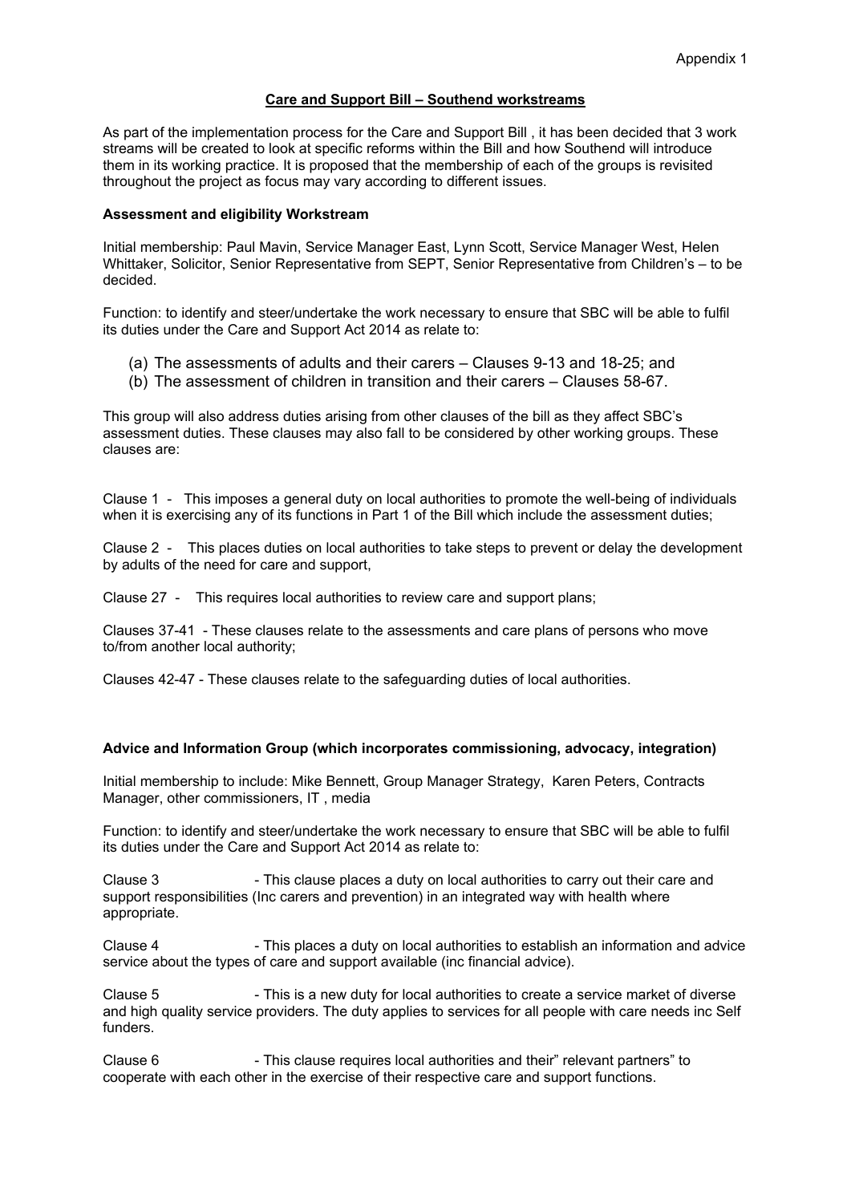Appendix 1

## Care and Support Bill – Southend workstreams

As part of the implementation process for the Care and Support Bill , it has been decided that 3 work streams will be created to look at specific reforms within the Bill and how Southend will introduce them in its working practice. It is proposed that the membership of each of the groups is revisited throughout the project as focus may vary according to different issues.

### Assessment and eligibility Workstream

Initial membership: Paul Mavin, Service Manager East, Lynn Scott, Service Manager West, Helen Whittaker, Solicitor, Senior Representative from SEPT, Senior Representative from Children's – to be decided.

Function: to identify and steer/undertake the work necessary to ensure that SBC will be able to fulfil its duties under the Care and Support Act 2014 as relate to:

(a) The assessments of adults and their carers – Clauses 9-13 and 18-25; and
(b) The assessment of children in transition and their carers – Clauses 58-67.

This group will also address duties arising from other clauses of the bill as they affect SBC's assessment duties. These clauses may also fall to be considered by other working groups. These clauses are:

Clause 1 - This imposes a general duty on local authorities to promote the well-being of individuals when it is exercising any of its functions in Part 1 of the Bill which include the assessment duties;

Clause 2 - This places duties on local authorities to take steps to prevent or delay the development by adults of the need for care and support,

Clause 27 - This requires local authorities to review care and support plans;

Clauses 37-41 - These clauses relate to the assessments and care plans of persons who move to/from another local authority;

Clauses 42-47 - These clauses relate to the safeguarding duties of local authorities.

### Advice and Information Group (which incorporates commissioning, advocacy, integration)

Initial membership to include: Mike Bennett, Group Manager Strategy, Karen Peters, Contracts Manager, other commissioners, IT , media

Function: to identify and steer/undertake the work necessary to ensure that SBC will be able to fulfil its duties under the Care and Support Act 2014 as relate to:

Clause 3 - This clause places a duty on local authorities to carry out their care and support responsibilities (Inc carers and prevention) in an integrated way with health where appropriate.

Clause 4 - This places a duty on local authorities to establish an information and advice service about the types of care and support available (inc financial advice).

Clause 5 - This is a new duty for local authorities to create a service market of diverse and high quality service providers. The duty applies to services for all people with care needs inc Self funders.

Clause 6 - This clause requires local authorities and their" relevant partners" to cooperate with each other in the exercise of their respective care and support functions.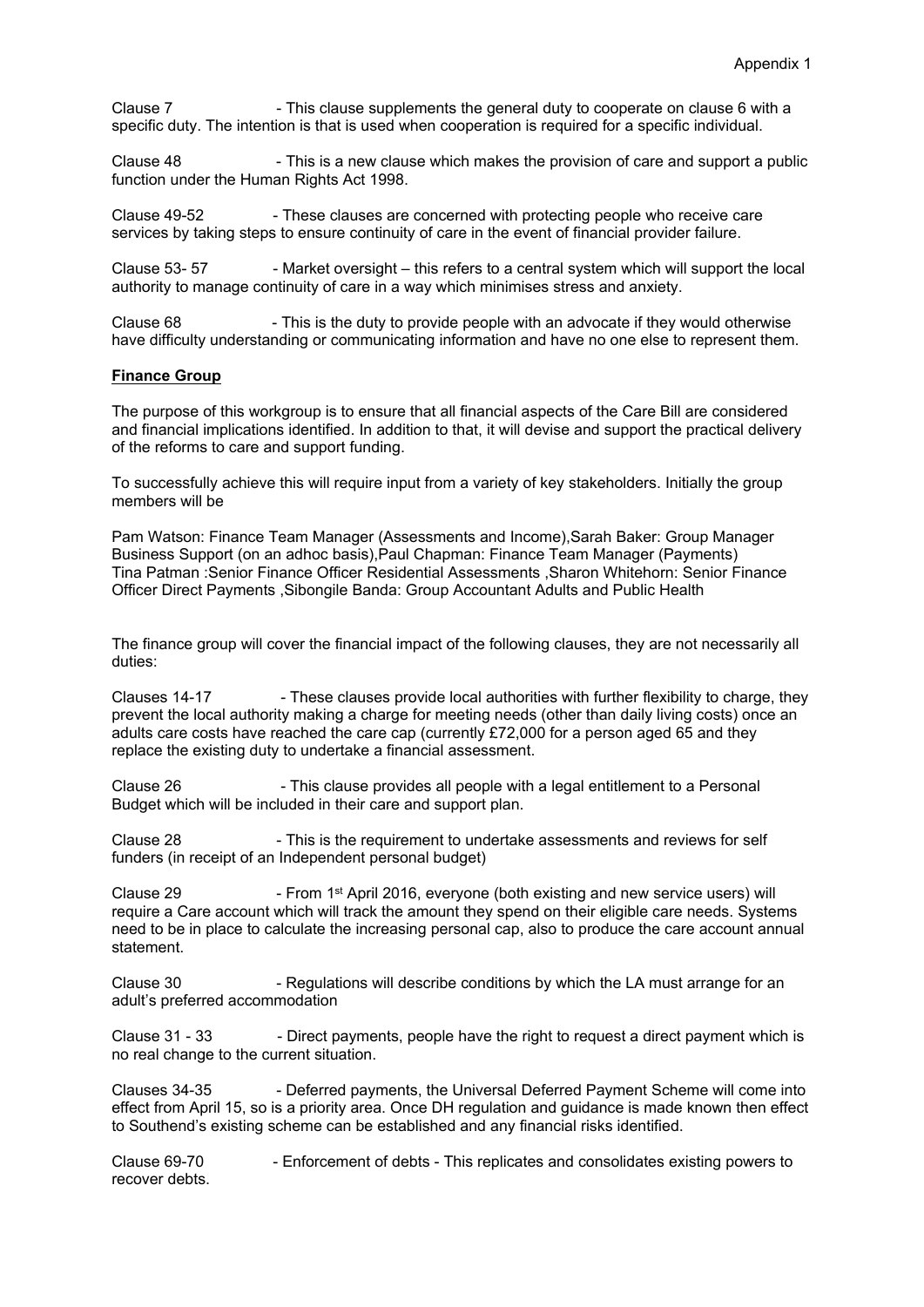Appendix 1

Clause 7 - This clause supplements the general duty to cooperate on clause 6 with a specific duty. The intention is that is used when cooperation is required for a specific individual.

Clause 48 - This is a new clause which makes the provision of care and support a public function under the Human Rights Act 1998.

Clause 49-52 - These clauses are concerned with protecting people who receive care services by taking steps to ensure continuity of care in the event of financial provider failure.

Clause 53- 57 - Market oversight – this refers to a central system which will support the local authority to manage continuity of care in a way which minimises stress and anxiety.

Clause 68 - This is the duty to provide people with an advocate if they would otherwise have difficulty understanding or communicating information and have no one else to represent them.

**Finance Group**

The purpose of this workgroup is to ensure that all financial aspects of the Care Bill are considered and financial implications identified. In addition to that, it will devise and support the practical delivery of the reforms to care and support funding.

To successfully achieve this will require input from a variety of key stakeholders. Initially the group members will be

Pam Watson: Finance Team Manager (Assessments and Income),Sarah Baker: Group Manager Business Support (on an adhoc basis),Paul Chapman: Finance Team Manager (Payments) Tina Patman :Senior Finance Officer Residential Assessments ,Sharon Whitehorn: Senior Finance Officer Direct Payments ,Sibongile Banda: Group Accountant Adults and Public Health

The finance group will cover the financial impact of the following clauses, they are not necessarily all duties:

Clauses 14-17 - These clauses provide local authorities with further flexibility to charge, they prevent the local authority making a charge for meeting needs (other than daily living costs) once an adults care costs have reached the care cap (currently £72,000 for a person aged 65 and they replace the existing duty to undertake a financial assessment.

Clause 26 - This clause provides all people with a legal entitlement to a Personal Budget which will be included in their care and support plan.

Clause 28 - This is the requirement to undertake assessments and reviews for self funders (in receipt of an Independent personal budget)

Clause 29 - From 1st April 2016, everyone (both existing and new service users) will require a Care account which will track the amount they spend on their eligible care needs. Systems need to be in place to calculate the increasing personal cap, also to produce the care account annual statement.

Clause 30 - Regulations will describe conditions by which the LA must arrange for an adult's preferred accommodation

Clause 31 - 33 - Direct payments, people have the right to request a direct payment which is no real change to the current situation.

Clauses 34-35 - Deferred payments, the Universal Deferred Payment Scheme will come into effect from April 15, so is a priority area. Once DH regulation and guidance is made known then effect to Southend's existing scheme can be established and any financial risks identified.

Clause 69-70 - Enforcement of debts - This replicates and consolidates existing powers to recover debts.